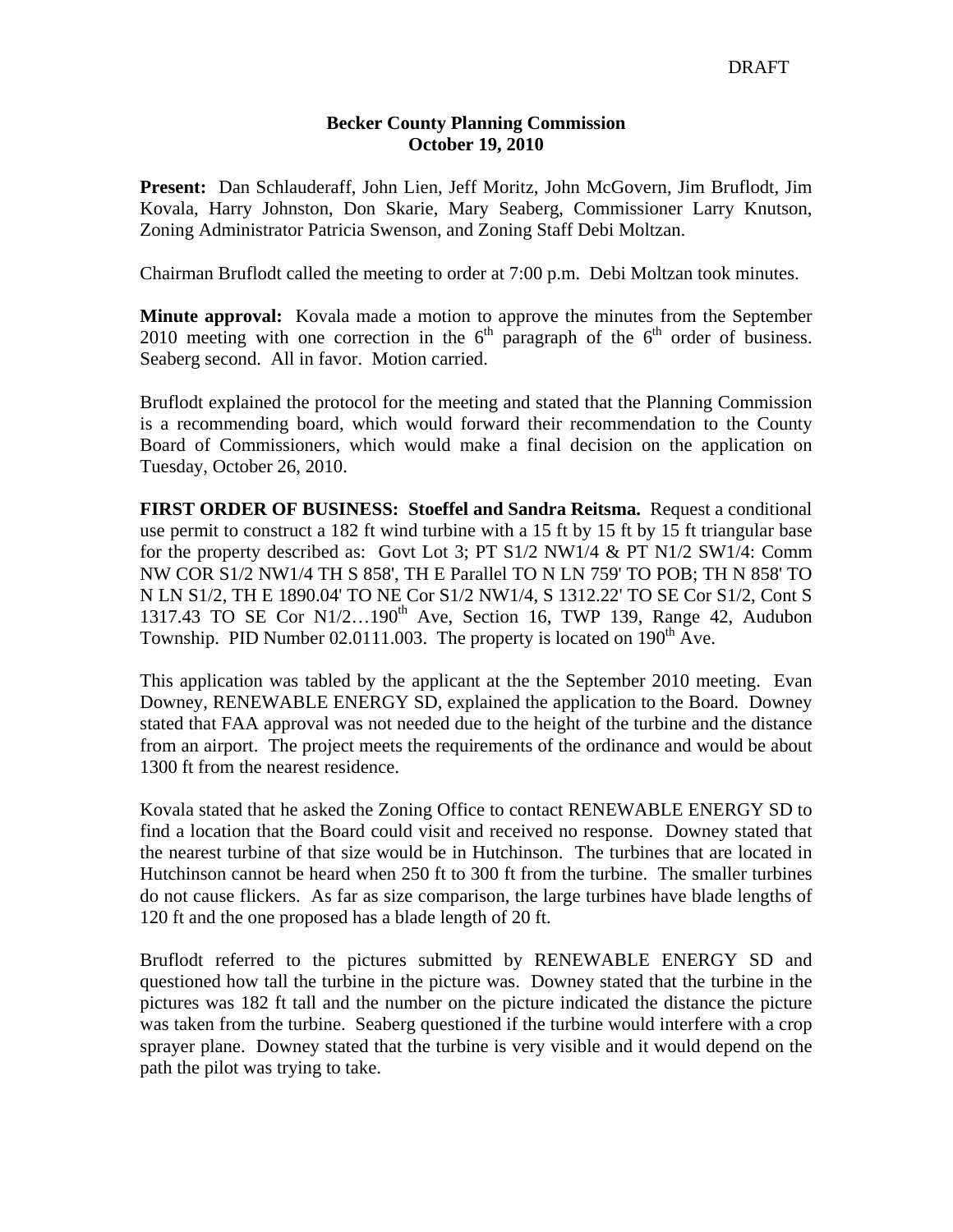DRAFT

**Becker County Planning Commission**
**October 19, 2010**

**Present:** Dan Schlauderaff, John Lien, Jeff Moritz, John McGovern, Jim Bruflodt, Jim Kovala, Harry Johnston, Don Skarie, Mary Seaberg, Commissioner Larry Knutson, Zoning Administrator Patricia Swenson, and Zoning Staff Debi Moltzan.

Chairman Bruflodt called the meeting to order at 7:00 p.m. Debi Moltzan took minutes.

**Minute approval:** Kovala made a motion to approve the minutes from the September 2010 meeting with one correction in the 6th paragraph of the 6th order of business. Seaberg second. All in favor. Motion carried.

Bruflodt explained the protocol for the meeting and stated that the Planning Commission is a recommending board, which would forward their recommendation to the County Board of Commissioners, which would make a final decision on the application on Tuesday, October 26, 2010.

**FIRST ORDER OF BUSINESS: Stoeffel and Sandra Reitsma.** Request a conditional use permit to construct a 182 ft wind turbine with a 15 ft by 15 ft by 15 ft triangular base for the property described as: Govt Lot 3; PT S1/2 NW1/4 & PT N1/2 SW1/4: Comm NW COR S1/2 NW1/4 TH S 858', TH E Parallel TO N LN 759' TO POB; TH N 858' TO N LN S1/2, TH E 1890.04' TO NE Cor S1/2 NW1/4, S 1312.22' TO SE Cor S1/2, Cont S 1317.43 TO SE Cor N1/2…190th Ave, Section 16, TWP 139, Range 42, Audubon Township. PID Number 02.0111.003. The property is located on 190th Ave.

This application was tabled by the applicant at the the September 2010 meeting. Evan Downey, RENEWABLE ENERGY SD, explained the application to the Board. Downey stated that FAA approval was not needed due to the height of the turbine and the distance from an airport. The project meets the requirements of the ordinance and would be about 1300 ft from the nearest residence.

Kovala stated that he asked the Zoning Office to contact RENEWABLE ENERGY SD to find a location that the Board could visit and received no response. Downey stated that the nearest turbine of that size would be in Hutchinson. The turbines that are located in Hutchinson cannot be heard when 250 ft to 300 ft from the turbine. The smaller turbines do not cause flickers. As far as size comparison, the large turbines have blade lengths of 120 ft and the one proposed has a blade length of 20 ft.

Bruflodt referred to the pictures submitted by RENEWABLE ENERGY SD and questioned how tall the turbine in the picture was. Downey stated that the turbine in the pictures was 182 ft tall and the number on the picture indicated the distance the picture was taken from the turbine. Seaberg questioned if the turbine would interfere with a crop sprayer plane. Downey stated that the turbine is very visible and it would depend on the path the pilot was trying to take.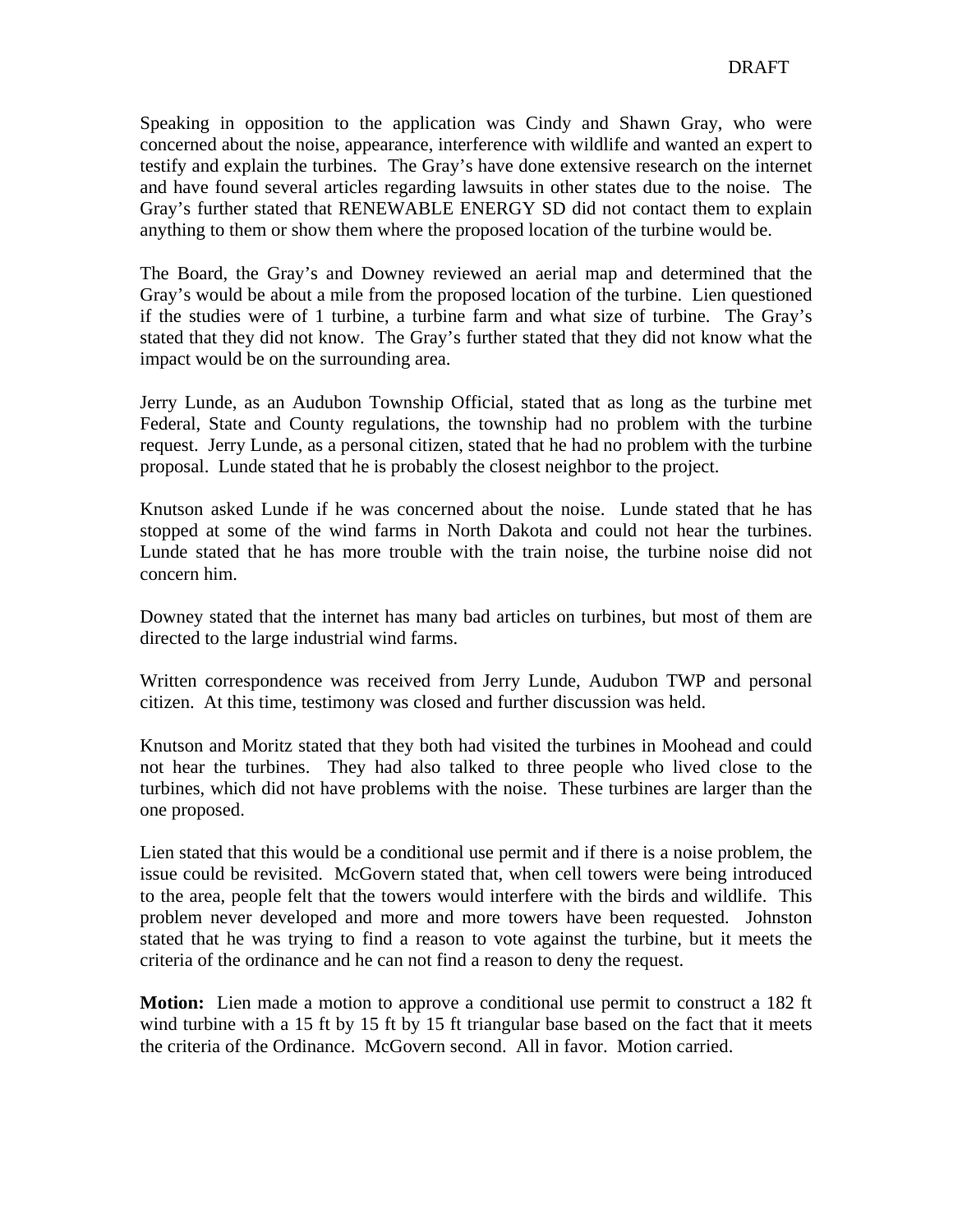DRAFT

Speaking in opposition to the application was Cindy and Shawn Gray, who were concerned about the noise, appearance, interference with wildlife and wanted an expert to testify and explain the turbines. The Gray's have done extensive research on the internet and have found several articles regarding lawsuits in other states due to the noise. The Gray's further stated that RENEWABLE ENERGY SD did not contact them to explain anything to them or show them where the proposed location of the turbine would be.

The Board, the Gray's and Downey reviewed an aerial map and determined that the Gray's would be about a mile from the proposed location of the turbine. Lien questioned if the studies were of 1 turbine, a turbine farm and what size of turbine. The Gray's stated that they did not know. The Gray's further stated that they did not know what the impact would be on the surrounding area.

Jerry Lunde, as an Audubon Township Official, stated that as long as the turbine met Federal, State and County regulations, the township had no problem with the turbine request. Jerry Lunde, as a personal citizen, stated that he had no problem with the turbine proposal. Lunde stated that he is probably the closest neighbor to the project.

Knutson asked Lunde if he was concerned about the noise. Lunde stated that he has stopped at some of the wind farms in North Dakota and could not hear the turbines. Lunde stated that he has more trouble with the train noise, the turbine noise did not concern him.

Downey stated that the internet has many bad articles on turbines, but most of them are directed to the large industrial wind farms.

Written correspondence was received from Jerry Lunde, Audubon TWP and personal citizen. At this time, testimony was closed and further discussion was held.

Knutson and Moritz stated that they both had visited the turbines in Moohead and could not hear the turbines. They had also talked to three people who lived close to the turbines, which did not have problems with the noise. These turbines are larger than the one proposed.

Lien stated that this would be a conditional use permit and if there is a noise problem, the issue could be revisited. McGovern stated that, when cell towers were being introduced to the area, people felt that the towers would interfere with the birds and wildlife. This problem never developed and more and more towers have been requested. Johnston stated that he was trying to find a reason to vote against the turbine, but it meets the criteria of the ordinance and he can not find a reason to deny the request.

**Motion:** Lien made a motion to approve a conditional use permit to construct a 182 ft wind turbine with a 15 ft by 15 ft by 15 ft triangular base based on the fact that it meets the criteria of the Ordinance. McGovern second. All in favor. Motion carried.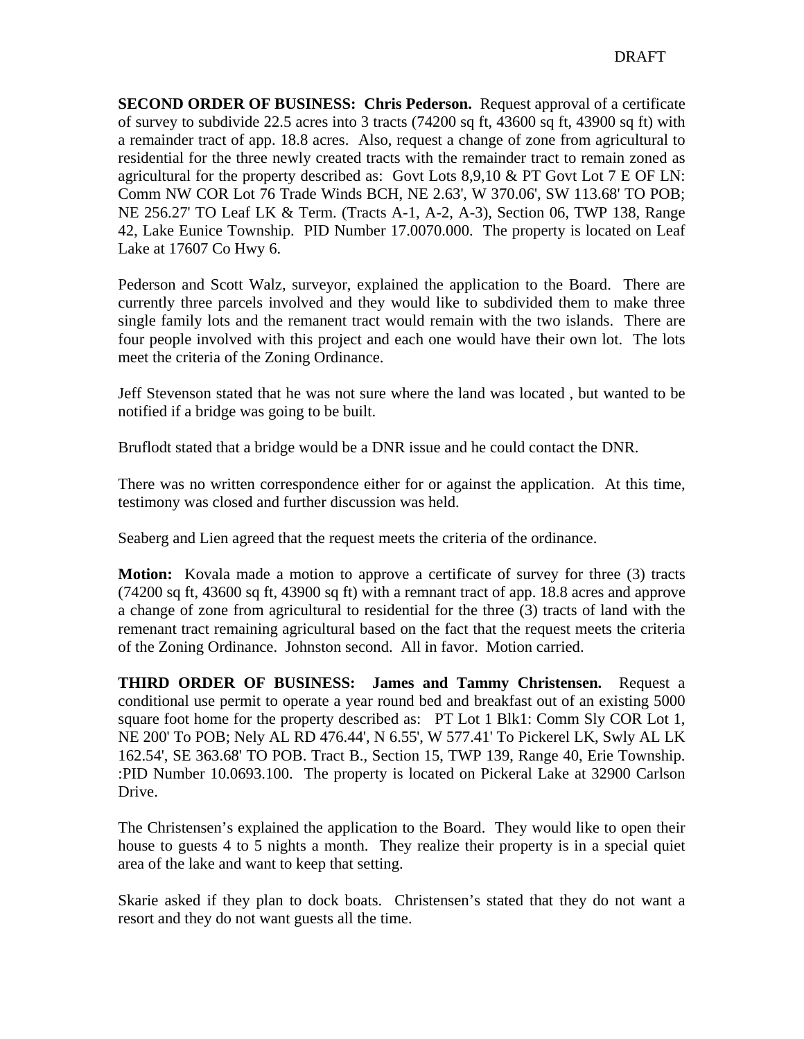DRAFT

**SECOND ORDER OF BUSINESS: Chris Pederson.** Request approval of a certificate of survey to subdivide 22.5 acres into 3 tracts (74200 sq ft, 43600 sq ft, 43900 sq ft) with a remainder tract of app. 18.8 acres. Also, request a change of zone from agricultural to residential for the three newly created tracts with the remainder tract to remain zoned as agricultural for the property described as: Govt Lots 8,9,10 & PT Govt Lot 7 E OF LN: Comm NW COR Lot 76 Trade Winds BCH, NE 2.63', W 370.06', SW 113.68' TO POB; NE 256.27' TO Leaf LK & Term. (Tracts A-1, A-2, A-3), Section 06, TWP 138, Range 42, Lake Eunice Township. PID Number 17.0070.000. The property is located on Leaf Lake at 17607 Co Hwy 6.

Pederson and Scott Walz, surveyor, explained the application to the Board. There are currently three parcels involved and they would like to subdivided them to make three single family lots and the remanent tract would remain with the two islands. There are four people involved with this project and each one would have their own lot. The lots meet the criteria of the Zoning Ordinance.

Jeff Stevenson stated that he was not sure where the land was located , but wanted to be notified if a bridge was going to be built.

Bruflodt stated that a bridge would be a DNR issue and he could contact the DNR.

There was no written correspondence either for or against the application. At this time, testimony was closed and further discussion was held.

Seaberg and Lien agreed that the request meets the criteria of the ordinance.

**Motion:** Kovala made a motion to approve a certificate of survey for three (3) tracts (74200 sq ft, 43600 sq ft, 43900 sq ft) with a remnant tract of app. 18.8 acres and approve a change of zone from agricultural to residential for the three (3) tracts of land with the remenant tract remaining agricultural based on the fact that the request meets the criteria of the Zoning Ordinance. Johnston second. All in favor. Motion carried.

**THIRD ORDER OF BUSINESS: James and Tammy Christensen.** Request a conditional use permit to operate a year round bed and breakfast out of an existing 5000 square foot home for the property described as: PT Lot 1 Blk1: Comm Sly COR Lot 1, NE 200' To POB; Nely AL RD 476.44', N 6.55', W 577.41' To Pickerel LK, Swly AL LK 162.54', SE 363.68' TO POB. Tract B., Section 15, TWP 139, Range 40, Erie Township. :PID Number 10.0693.100. The property is located on Pickeral Lake at 32900 Carlson Drive.

The Christensen's explained the application to the Board. They would like to open their house to guests 4 to 5 nights a month. They realize their property is in a special quiet area of the lake and want to keep that setting.

Skarie asked if they plan to dock boats. Christensen's stated that they do not want a resort and they do not want guests all the time.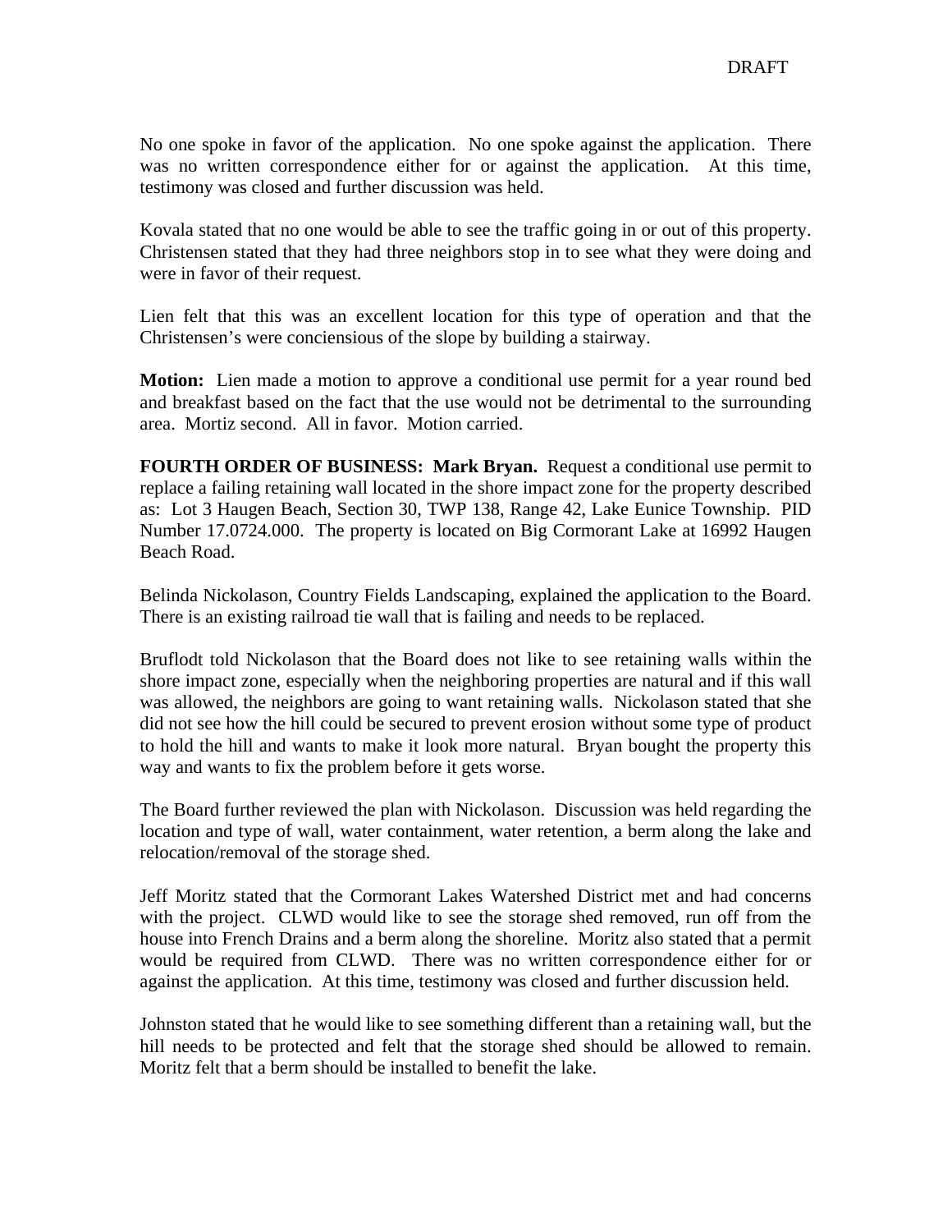DRAFT

No one spoke in favor of the application. No one spoke against the application. There was no written correspondence either for or against the application. At this time, testimony was closed and further discussion was held.

Kovala stated that no one would be able to see the traffic going in or out of this property. Christensen stated that they had three neighbors stop in to see what they were doing and were in favor of their request.

Lien felt that this was an excellent location for this type of operation and that the Christensen's were conciensious of the slope by building a stairway.

**Motion:** Lien made a motion to approve a conditional use permit for a year round bed and breakfast based on the fact that the use would not be detrimental to the surrounding area. Mortiz second. All in favor. Motion carried.

**FOURTH ORDER OF BUSINESS: Mark Bryan.** Request a conditional use permit to replace a failing retaining wall located in the shore impact zone for the property described as: Lot 3 Haugen Beach, Section 30, TWP 138, Range 42, Lake Eunice Township. PID Number 17.0724.000. The property is located on Big Cormorant Lake at 16992 Haugen Beach Road.

Belinda Nickolason, Country Fields Landscaping, explained the application to the Board. There is an existing railroad tie wall that is failing and needs to be replaced.

Bruflodt told Nickolason that the Board does not like to see retaining walls within the shore impact zone, especially when the neighboring properties are natural and if this wall was allowed, the neighbors are going to want retaining walls. Nickolason stated that she did not see how the hill could be secured to prevent erosion without some type of product to hold the hill and wants to make it look more natural. Bryan bought the property this way and wants to fix the problem before it gets worse.

The Board further reviewed the plan with Nickolason. Discussion was held regarding the location and type of wall, water containment, water retention, a berm along the lake and relocation/removal of the storage shed.

Jeff Moritz stated that the Cormorant Lakes Watershed District met and had concerns with the project. CLWD would like to see the storage shed removed, run off from the house into French Drains and a berm along the shoreline. Moritz also stated that a permit would be required from CLWD. There was no written correspondence either for or against the application. At this time, testimony was closed and further discussion held.

Johnston stated that he would like to see something different than a retaining wall, but the hill needs to be protected and felt that the storage shed should be allowed to remain. Moritz felt that a berm should be installed to benefit the lake.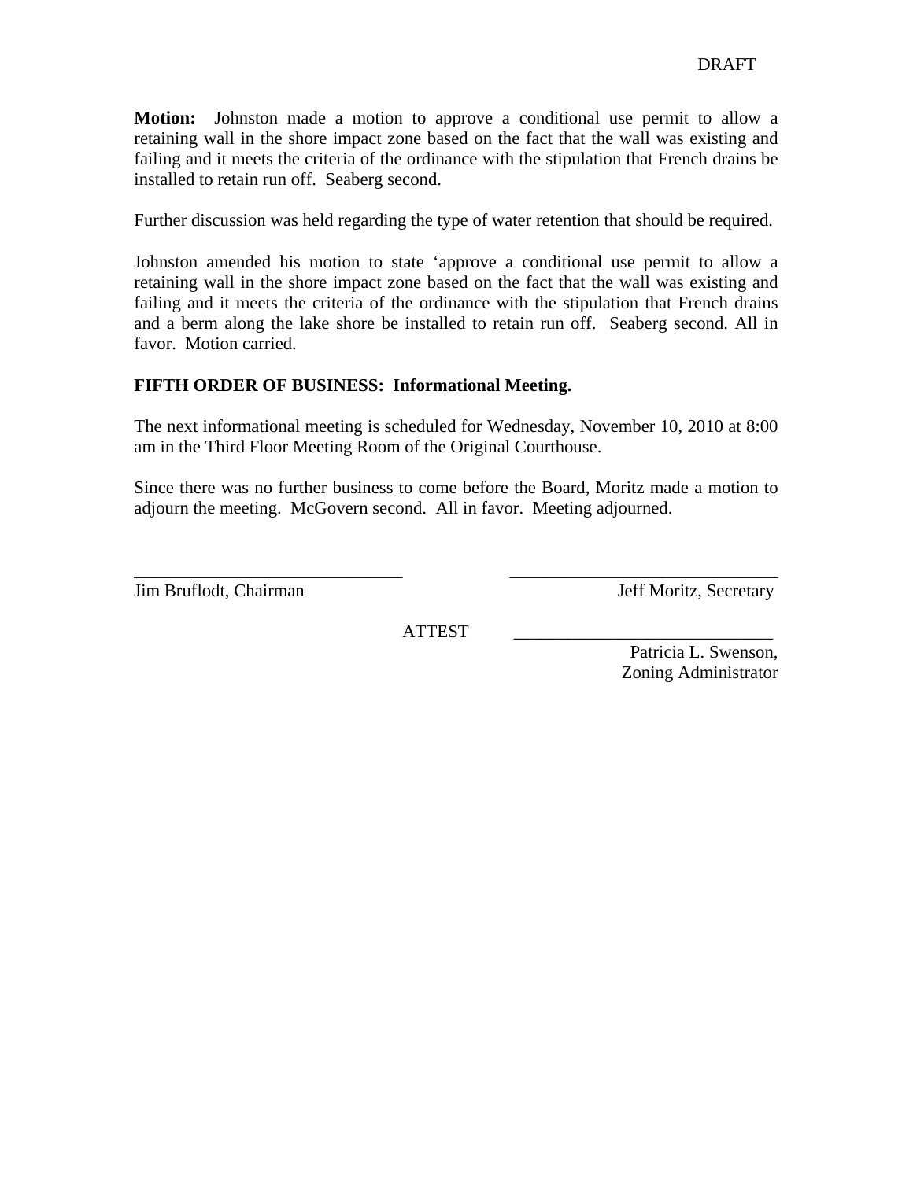DRAFT

**Motion:** Johnston made a motion to approve a conditional use permit to allow a retaining wall in the shore impact zone based on the fact that the wall was existing and failing and it meets the criteria of the ordinance with the stipulation that French drains be installed to retain run off. Seaberg second.

Further discussion was held regarding the type of water retention that should be required.

Johnston amended his motion to state 'approve a conditional use permit to allow a retaining wall in the shore impact zone based on the fact that the wall was existing and failing and it meets the criteria of the ordinance with the stipulation that French drains and a berm along the lake shore be installed to retain run off. Seaberg second. All in favor. Motion carried.

**FIFTH ORDER OF BUSINESS: Informational Meeting.**

The next informational meeting is scheduled for Wednesday, November 10, 2010 at 8:00 am in the Third Floor Meeting Room of the Original Courthouse.

Since there was no further business to come before the Board, Moritz made a motion to adjourn the meeting. McGovern second. All in favor. Meeting adjourned.

\_\_\_\_\_\_\_\_\_\_\_\_\_\_\_\_\_\_\_\_\_\_\_\_\_\_\_\_\_\_ \_\_\_\_\_\_\_\_\_\_\_\_\_\_\_\_\_\_\_\_\_\_\_\_\_\_\_\_\_\_

Jim Bruflodt, Chairman Jeff Moritz, Secretary

ATTEST \_\_\_\_\_\_\_\_\_\_\_\_\_\_\_\_\_\_\_\_\_\_\_\_\_\_\_\_\_\_

Patricia L. Swenson,
Zoning Administrator